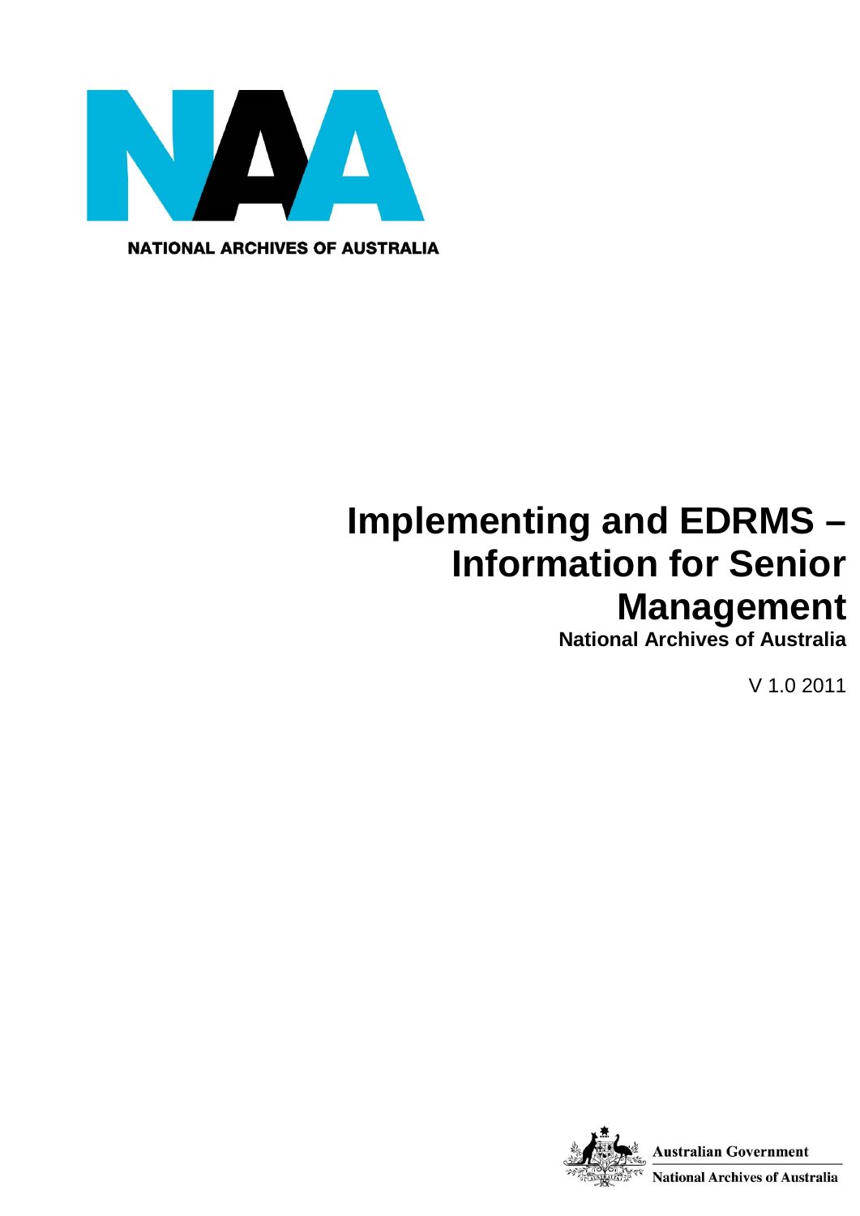NATIONAL ARCHIVES OF AUSTRALIA

# Implementing and EDRMS – Information for Senior Management

**National Archives of Australia**

V 1.0 2011

**Australian Government**

**National Archives of Australia**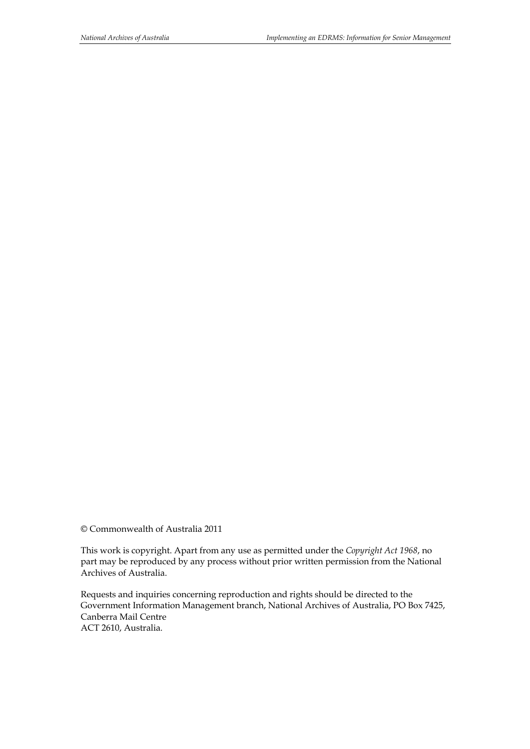© Commonwealth of Australia 2011

This work is copyright. Apart from any use as permitted under the *Copyright Act 1968*, no part may be reproduced by any process without prior written permission from the National Archives of Australia.

Requests and inquiries concerning reproduction and rights should be directed to the Government Information Management branch, National Archives of Australia, PO Box 7425, Canberra Mail Centre
ACT 2610, Australia.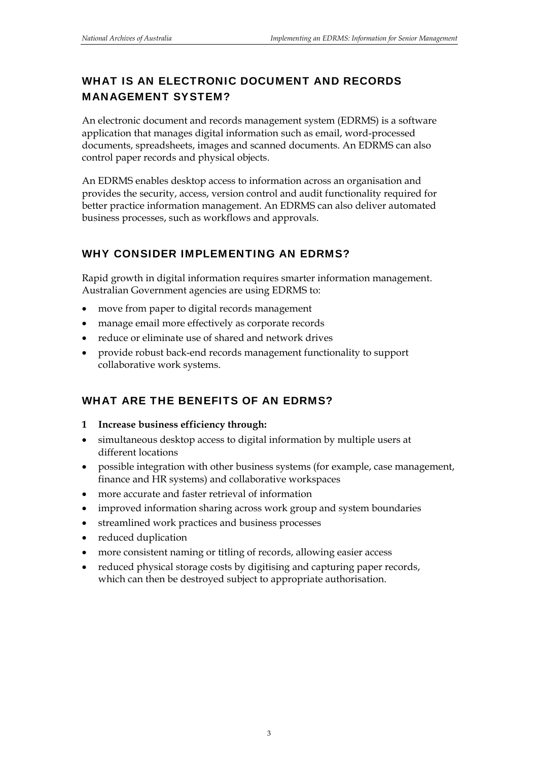## WHAT IS AN ELECTRONIC DOCUMENT AND RECORDS MANAGEMENT SYSTEM?

An electronic document and records management system (EDRMS) is a software application that manages digital information such as email, word-processed documents, spreadsheets, images and scanned documents. An EDRMS can also control paper records and physical objects.

An EDRMS enables desktop access to information across an organisation and provides the security, access, version control and audit functionality required for better practice information management. An EDRMS can also deliver automated business processes, such as workflows and approvals.

## WHY CONSIDER IMPLEMENTING AN EDRMS?

Rapid growth in digital information requires smarter information management. Australian Government agencies are using EDRMS to:

- move from paper to digital records management
- manage email more effectively as corporate records
- reduce or eliminate use of shared and network drives
- provide robust back-end records management functionality to support collaborative work systems.

## WHAT ARE THE BENEFITS OF AN EDRMS?

**1 Increase business efficiency through:**

- simultaneous desktop access to digital information by multiple users at different locations
- possible integration with other business systems (for example, case management, finance and HR systems) and collaborative workspaces
- more accurate and faster retrieval of information
- improved information sharing across work group and system boundaries
- streamlined work practices and business processes
- reduced duplication
- more consistent naming or titling of records, allowing easier access
- reduced physical storage costs by digitising and capturing paper records, which can then be destroyed subject to appropriate authorisation.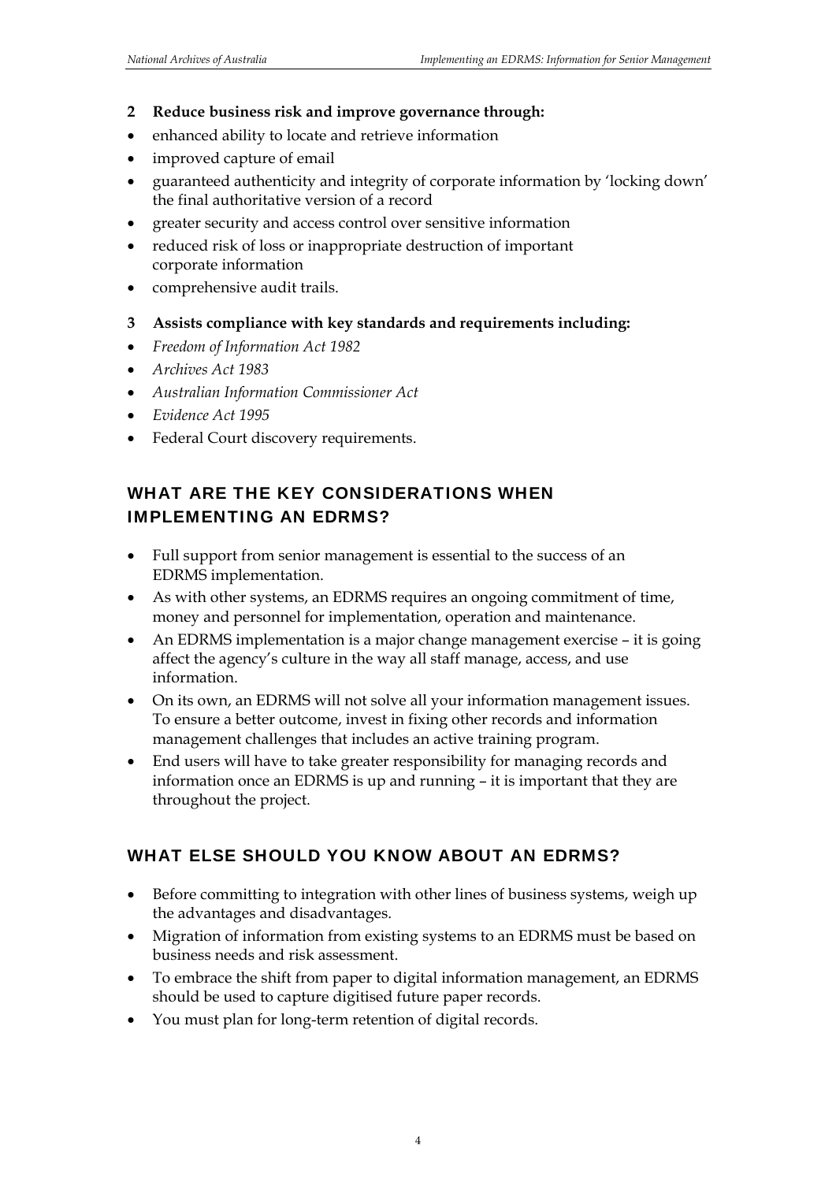**2 Reduce business risk and improve governance through:**

- enhanced ability to locate and retrieve information
- improved capture of email
- guaranteed authenticity and integrity of corporate information by 'locking down' the final authoritative version of a record
- greater security and access control over sensitive information
- reduced risk of loss or inappropriate destruction of important corporate information
- comprehensive audit trails.

**3 Assists compliance with key standards and requirements including:**

- *Freedom of Information Act 1982*
- *Archives Act 1983*
- *Australian Information Commissioner Act*
- *Evidence Act 1995*
- Federal Court discovery requirements.

## WHAT ARE THE KEY CONSIDERATIONS WHEN IMPLEMENTING AN EDRMS?

- Full support from senior management is essential to the success of an EDRMS implementation.
- As with other systems, an EDRMS requires an ongoing commitment of time, money and personnel for implementation, operation and maintenance.
- An EDRMS implementation is a major change management exercise – it is going affect the agency's culture in the way all staff manage, access, and use information.
- On its own, an EDRMS will not solve all your information management issues. To ensure a better outcome, invest in fixing other records and information management challenges that includes an active training program.
- End users will have to take greater responsibility for managing records and information once an EDRMS is up and running – it is important that they are throughout the project.

## WHAT ELSE SHOULD YOU KNOW ABOUT AN EDRMS?

- Before committing to integration with other lines of business systems, weigh up the advantages and disadvantages.
- Migration of information from existing systems to an EDRMS must be based on business needs and risk assessment.
- To embrace the shift from paper to digital information management, an EDRMS should be used to capture digitised future paper records.
- You must plan for long-term retention of digital records.